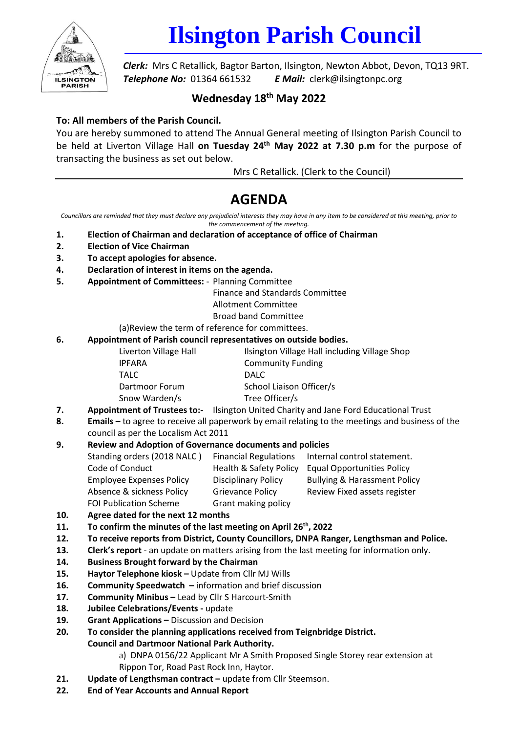# Ilsington Parish Council

***Clerk:*** Mrs C Retallick, Bagtor Barton, Ilsington, Newton Abbot, Devon, TQ13 9RT.
***Telephone No:*** 01364 661532 ***E Mail:*** clerk@ilsingtonpc.org

## Wednesday 18th May 2022

**To: All members of the Parish Council.**

You are hereby summoned to attend The Annual General meeting of Ilsington Parish Council to be held at Liverton Village Hall **on Tuesday 24th May 2022 at 7.30 p.m** for the purpose of transacting the business as set out below.

Mrs C Retallick. (Clerk to the Council)

# AGENDA

*Councillors are reminded that they must declare any prejudicial interests they may have in any item to be considered at this meeting, prior to the commencement of the meeting.*

1. **Election of Chairman and declaration of acceptance of office of Chairman**
2. **Election of Vice Chairman**
3. **To accept apologies for absence.**
4. **Declaration of interest in items on the agenda.**
5. **Appointment of Committees:** - Planning Committee
   Finance and Standards Committee
   Allotment Committee
   Broad band Committee
   (a)Review the term of reference for committees.
6. **Appointment of Parish council representatives on outside bodies.**

   | | |
   |---|---|
   | Liverton Village Hall | Ilsington Village Hall including Village Shop |
   | IPFARA | Community Funding |
   | TALC | DALC |
   | Dartmoor Forum | School Liaison Officer/s |
   | Snow Warden/s | Tree Officer/s |

7. **Appointment of Trustees to:-** Ilsington United Charity and Jane Ford Educational Trust
8. **Emails** – to agree to receive all paperwork by email relating to the meetings and business of the council as per the Localism Act 2011
9. **Review and Adoption of Governance documents and policies**

   | | | |
   |---|---|---|
   | Standing orders (2018 NALC ) | Financial Regulations | Internal control statement. |
   | Code of Conduct | Health & Safety Policy | Equal Opportunities Policy |
   | Employee Expenses Policy | Disciplinary Policy | Bullying & Harassment Policy |
   | Absence & sickness Policy | Grievance Policy | Review Fixed assets register |
   | FOI Publication Scheme | Grant making policy | |

10. **Agree dated for the next 12 months**
11. **To confirm the minutes of the last meeting on April 26th, 2022**
12. **To receive reports from District, County Councillors, DNPA Ranger, Lengthsman and Police.**
13. **Clerk's report** - an update on matters arising from the last meeting for information only.
14. **Business Brought forward by the Chairman**
15. **Haytor Telephone kiosk –** Update from Cllr MJ Wills
16. **Community Speedwatch –** information and brief discussion
17. **Community Minibus –** Lead by Cllr S Harcourt-Smith
18. **Jubilee Celebrations/Events -** update
19. **Grant Applications –** Discussion and Decision
20. **To consider the planning applications received from Teignbridge District. Council and Dartmoor National Park Authority.**
    a) DNPA 0156/22 Applicant Mr A Smith Proposed Single Storey rear extension at Rippon Tor, Road Past Rock Inn, Haytor.
21. **Update of Lengthsman contract –** update from Cllr Steemson.
22. **End of Year Accounts and Annual Report**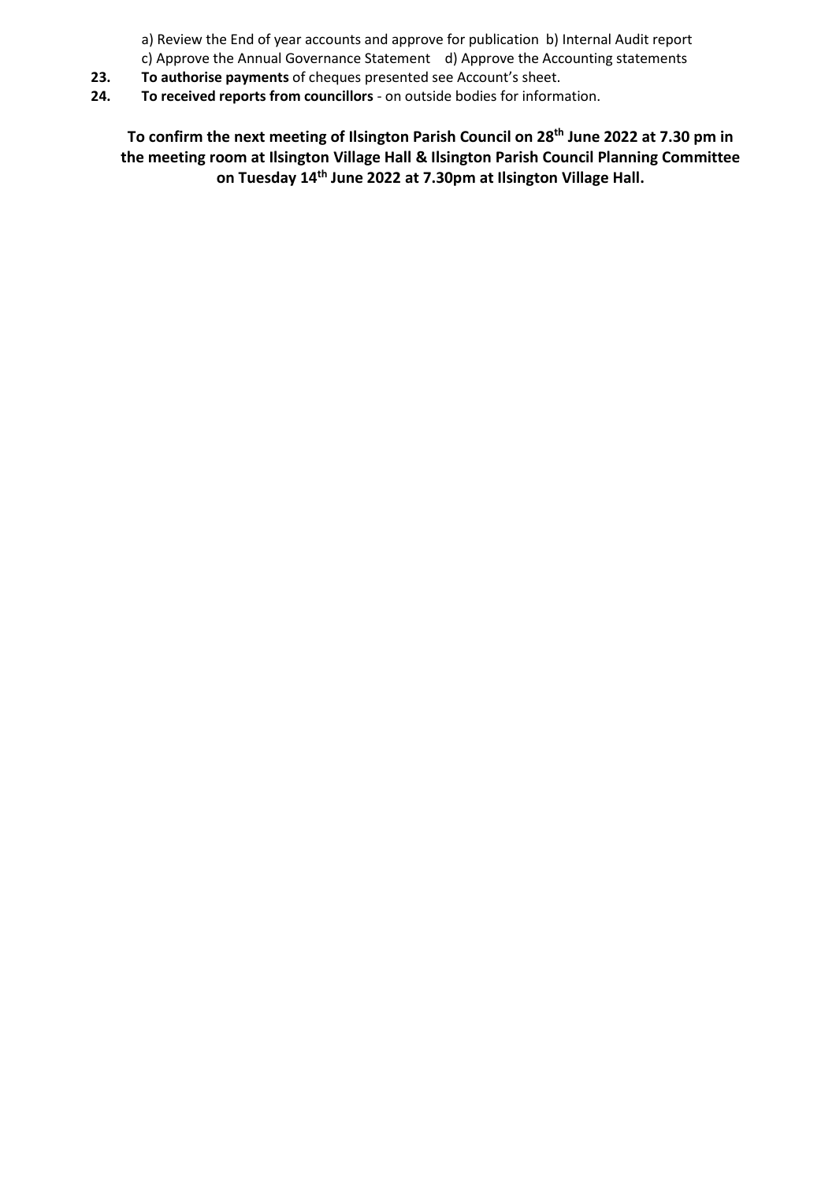a) Review the End of year accounts and approve for publication b) Internal Audit report
c) Approve the Annual Governance Statement d) Approve the Accounting statements

23. **To authorise payments** of cheques presented see Account's sheet.
24. **To received reports from councillors** - on outside bodies for information.

**To confirm the next meeting of Ilsington Parish Council on 28th June 2022 at 7.30 pm in the meeting room at Ilsington Village Hall & Ilsington Parish Council Planning Committee on Tuesday 14th June 2022 at 7.30pm at Ilsington Village Hall.**